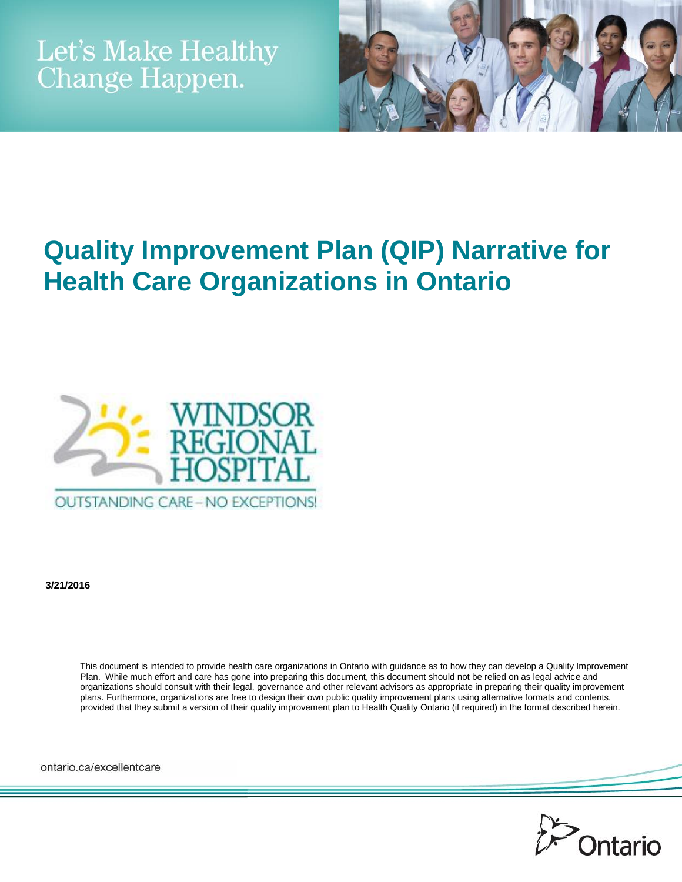Let's Make Healthy Change Happen.

# Quality Improvement Plan (QIP) Narrative for Health Care Organizations in Ontario

WINDSOR REGIONAL HOSPITAL

OUTSTANDING CARE – NO EXCEPTIONS!

**3/21/2016**

This document is intended to provide health care organizations in Ontario with guidance as to how they can develop a Quality Improvement Plan. While much effort and care has gone into preparing this document, this document should not be relied on as legal advice and organizations should consult with their legal, governance and other relevant advisors as appropriate in preparing their quality improvement plans. Furthermore, organizations are free to design their own public quality improvement plans using alternative formats and contents, provided that they submit a version of their quality improvement plan to Health Quality Ontario (if required) in the format described herein.

ontario.ca/excellentcare

Ontario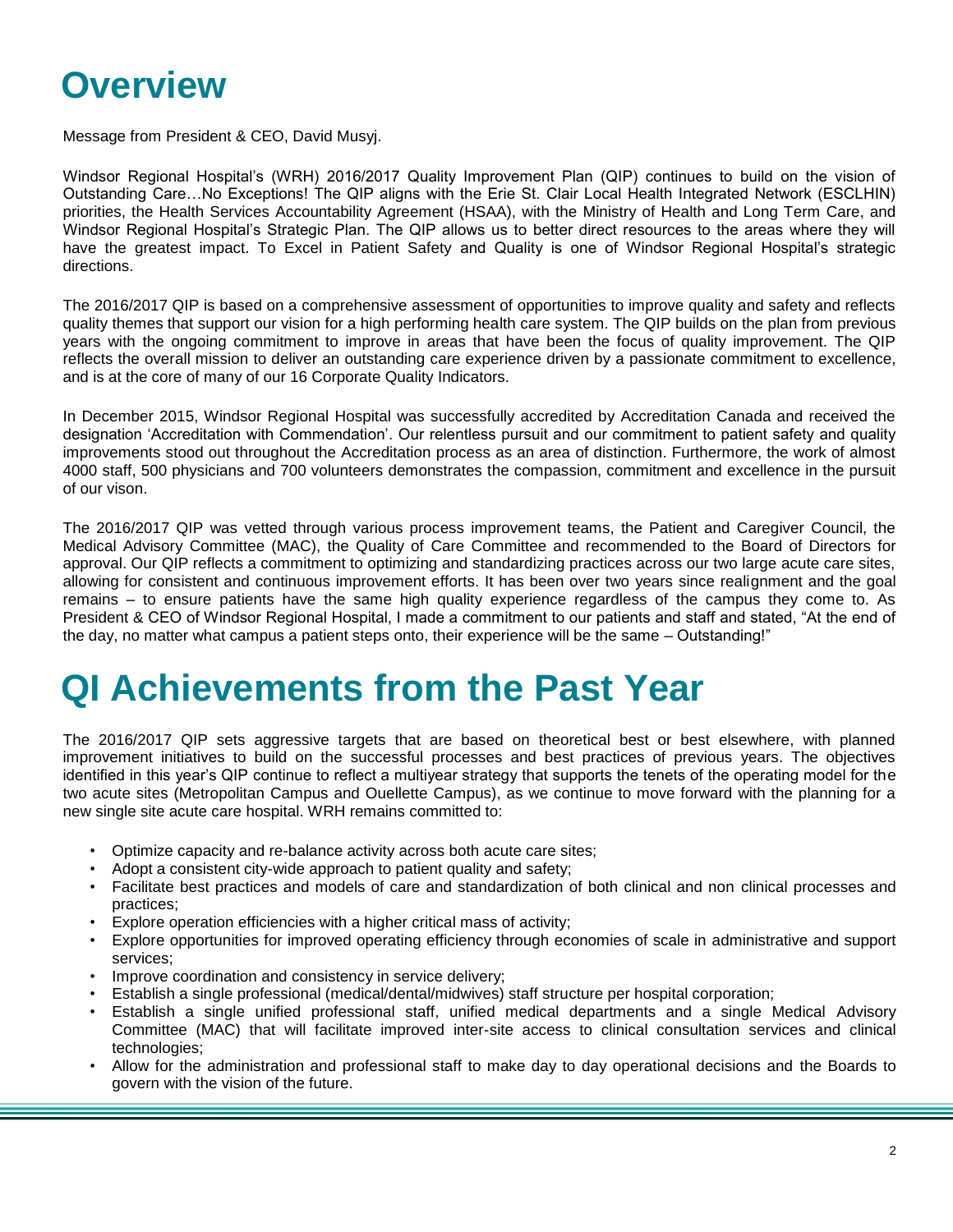# Overview

Message from President & CEO, David Musyj.

Windsor Regional Hospital's (WRH) 2016/2017 Quality Improvement Plan (QIP) continues to build on the vision of Outstanding Care…No Exceptions! The QIP aligns with the Erie St. Clair Local Health Integrated Network (ESCLHIN) priorities, the Health Services Accountability Agreement (HSAA), with the Ministry of Health and Long Term Care, and Windsor Regional Hospital's Strategic Plan. The QIP allows us to better direct resources to the areas where they will have the greatest impact. To Excel in Patient Safety and Quality is one of Windsor Regional Hospital's strategic directions.

The 2016/2017 QIP is based on a comprehensive assessment of opportunities to improve quality and safety and reflects quality themes that support our vision for a high performing health care system. The QIP builds on the plan from previous years with the ongoing commitment to improve in areas that have been the focus of quality improvement. The QIP reflects the overall mission to deliver an outstanding care experience driven by a passionate commitment to excellence, and is at the core of many of our 16 Corporate Quality Indicators.

In December 2015, Windsor Regional Hospital was successfully accredited by Accreditation Canada and received the designation 'Accreditation with Commendation'. Our relentless pursuit and our commitment to patient safety and quality improvements stood out throughout the Accreditation process as an area of distinction. Furthermore, the work of almost 4000 staff, 500 physicians and 700 volunteers demonstrates the compassion, commitment and excellence in the pursuit of our vison.

The 2016/2017 QIP was vetted through various process improvement teams, the Patient and Caregiver Council, the Medical Advisory Committee (MAC), the Quality of Care Committee and recommended to the Board of Directors for approval. Our QIP reflects a commitment to optimizing and standardizing practices across our two large acute care sites, allowing for consistent and continuous improvement efforts. It has been over two years since realignment and the goal remains – to ensure patients have the same high quality experience regardless of the campus they come to. As President & CEO of Windsor Regional Hospital, I made a commitment to our patients and staff and stated, "At the end of the day, no matter what campus a patient steps onto, their experience will be the same – Outstanding!"

# QI Achievements from the Past Year

The 2016/2017 QIP sets aggressive targets that are based on theoretical best or best elsewhere, with planned improvement initiatives to build on the successful processes and best practices of previous years. The objectives identified in this year's QIP continue to reflect a multiyear strategy that supports the tenets of the operating model for the two acute sites (Metropolitan Campus and Ouellette Campus), as we continue to move forward with the planning for a new single site acute care hospital. WRH remains committed to:

- Optimize capacity and re-balance activity across both acute care sites;
- Adopt a consistent city-wide approach to patient quality and safety;
- Facilitate best practices and models of care and standardization of both clinical and non clinical processes and practices;
- Explore operation efficiencies with a higher critical mass of activity;
- Explore opportunities for improved operating efficiency through economies of scale in administrative and support services;
- Improve coordination and consistency in service delivery;
- Establish a single professional (medical/dental/midwives) staff structure per hospital corporation;
- Establish a single unified professional staff, unified medical departments and a single Medical Advisory Committee (MAC) that will facilitate improved inter-site access to clinical consultation services and clinical technologies;
- Allow for the administration and professional staff to make day to day operational decisions and the Boards to govern with the vision of the future.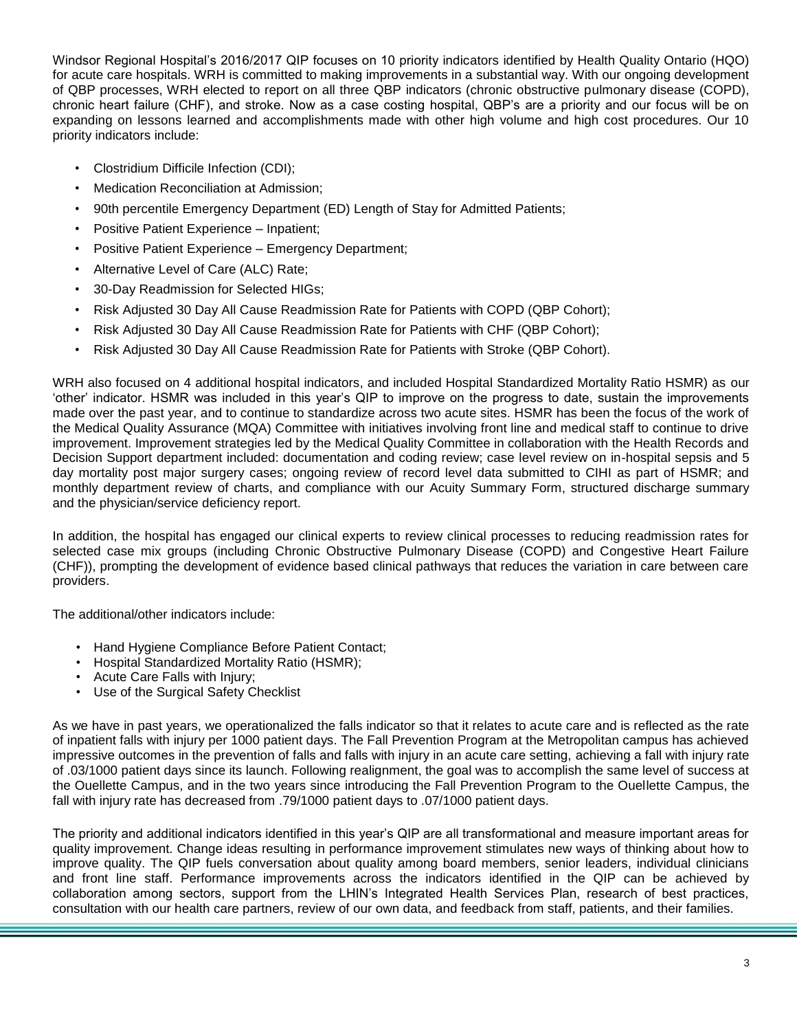Windsor Regional Hospital's 2016/2017 QIP focuses on 10 priority indicators identified by Health Quality Ontario (HQO) for acute care hospitals. WRH is committed to making improvements in a substantial way. With our ongoing development of QBP processes, WRH elected to report on all three QBP indicators (chronic obstructive pulmonary disease (COPD), chronic heart failure (CHF), and stroke. Now as a case costing hospital, QBP's are a priority and our focus will be on expanding on lessons learned and accomplishments made with other high volume and high cost procedures. Our 10 priority indicators include:

- Clostridium Difficile Infection (CDI);
- Medication Reconciliation at Admission;
- 90th percentile Emergency Department (ED) Length of Stay for Admitted Patients;
- Positive Patient Experience – Inpatient;
- Positive Patient Experience – Emergency Department;
- Alternative Level of Care (ALC) Rate;
- 30-Day Readmission for Selected HIGs;
- Risk Adjusted 30 Day All Cause Readmission Rate for Patients with COPD (QBP Cohort);
- Risk Adjusted 30 Day All Cause Readmission Rate for Patients with CHF (QBP Cohort);
- Risk Adjusted 30 Day All Cause Readmission Rate for Patients with Stroke (QBP Cohort).

WRH also focused on 4 additional hospital indicators, and included Hospital Standardized Mortality Ratio HSMR) as our 'other' indicator. HSMR was included in this year's QIP to improve on the progress to date, sustain the improvements made over the past year, and to continue to standardize across two acute sites. HSMR has been the focus of the work of the Medical Quality Assurance (MQA) Committee with initiatives involving front line and medical staff to continue to drive improvement. Improvement strategies led by the Medical Quality Committee in collaboration with the Health Records and Decision Support department included: documentation and coding review; case level review on in-hospital sepsis and 5 day mortality post major surgery cases; ongoing review of record level data submitted to CIHI as part of HSMR; and monthly department review of charts, and compliance with our Acuity Summary Form, structured discharge summary and the physician/service deficiency report.

In addition, the hospital has engaged our clinical experts to review clinical processes to reducing readmission rates for selected case mix groups (including Chronic Obstructive Pulmonary Disease (COPD) and Congestive Heart Failure (CHF)), prompting the development of evidence based clinical pathways that reduces the variation in care between care providers.

The additional/other indicators include:

- Hand Hygiene Compliance Before Patient Contact;
- Hospital Standardized Mortality Ratio (HSMR);
- Acute Care Falls with Injury;
- Use of the Surgical Safety Checklist

As we have in past years, we operationalized the falls indicator so that it relates to acute care and is reflected as the rate of inpatient falls with injury per 1000 patient days. The Fall Prevention Program at the Metropolitan campus has achieved impressive outcomes in the prevention of falls and falls with injury in an acute care setting, achieving a fall with injury rate of .03/1000 patient days since its launch. Following realignment, the goal was to accomplish the same level of success at the Ouellette Campus, and in the two years since introducing the Fall Prevention Program to the Ouellette Campus, the fall with injury rate has decreased from .79/1000 patient days to .07/1000 patient days.

The priority and additional indicators identified in this year's QIP are all transformational and measure important areas for quality improvement. Change ideas resulting in performance improvement stimulates new ways of thinking about how to improve quality. The QIP fuels conversation about quality among board members, senior leaders, individual clinicians and front line staff. Performance improvements across the indicators identified in the QIP can be achieved by collaboration among sectors, support from the LHIN's Integrated Health Services Plan, research of best practices, consultation with our health care partners, review of our own data, and feedback from staff, patients, and their families.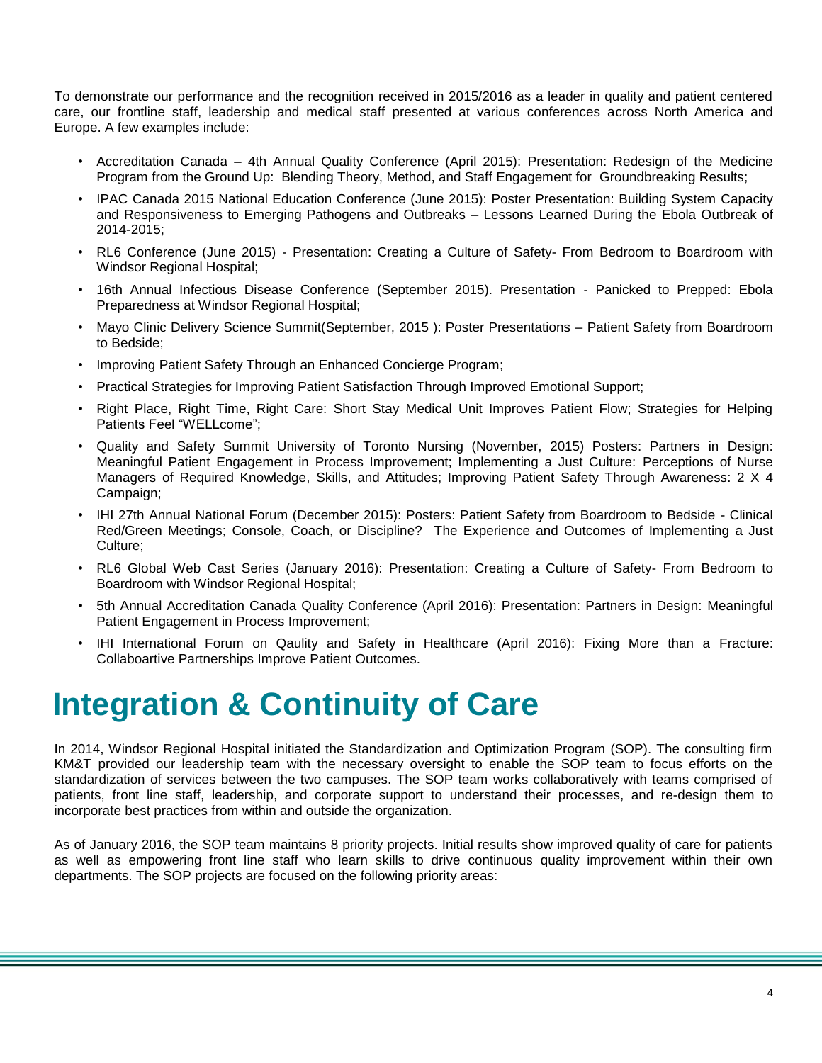To demonstrate our performance and the recognition received in 2015/2016 as a leader in quality and patient centered care, our frontline staff, leadership and medical staff presented at various conferences across North America and Europe. A few examples include:

- Accreditation Canada – 4th Annual Quality Conference (April 2015): Presentation: Redesign of the Medicine Program from the Ground Up: Blending Theory, Method, and Staff Engagement for Groundbreaking Results;
- IPAC Canada 2015 National Education Conference (June 2015): Poster Presentation: Building System Capacity and Responsiveness to Emerging Pathogens and Outbreaks – Lessons Learned During the Ebola Outbreak of 2014-2015;
- RL6 Conference (June 2015) - Presentation: Creating a Culture of Safety- From Bedroom to Boardroom with Windsor Regional Hospital;
- 16th Annual Infectious Disease Conference (September 2015). Presentation - Panicked to Prepped: Ebola Preparedness at Windsor Regional Hospital;
- Mayo Clinic Delivery Science Summit(September, 2015 ): Poster Presentations – Patient Safety from Boardroom to Bedside;
- Improving Patient Safety Through an Enhanced Concierge Program;
- Practical Strategies for Improving Patient Satisfaction Through Improved Emotional Support;
- Right Place, Right Time, Right Care: Short Stay Medical Unit Improves Patient Flow; Strategies for Helping Patients Feel "WELLcome";
- Quality and Safety Summit University of Toronto Nursing (November, 2015) Posters: Partners in Design: Meaningful Patient Engagement in Process Improvement; Implementing a Just Culture: Perceptions of Nurse Managers of Required Knowledge, Skills, and Attitudes; Improving Patient Safety Through Awareness: 2 X 4 Campaign;
- IHI 27th Annual National Forum (December 2015): Posters: Patient Safety from Boardroom to Bedside - Clinical Red/Green Meetings; Console, Coach, or Discipline? The Experience and Outcomes of Implementing a Just Culture;
- RL6 Global Web Cast Series (January 2016): Presentation: Creating a Culture of Safety- From Bedroom to Boardroom with Windsor Regional Hospital;
- 5th Annual Accreditation Canada Quality Conference (April 2016): Presentation: Partners in Design: Meaningful Patient Engagement in Process Improvement;
- IHI International Forum on Qaulity and Safety in Healthcare (April 2016): Fixing More than a Fracture: Collaboartive Partnerships Improve Patient Outcomes.

# Integration & Continuity of Care

In 2014, Windsor Regional Hospital initiated the Standardization and Optimization Program (SOP). The consulting firm KM&T provided our leadership team with the necessary oversight to enable the SOP team to focus efforts on the standardization of services between the two campuses. The SOP team works collaboratively with teams comprised of patients, front line staff, leadership, and corporate support to understand their processes, and re-design them to incorporate best practices from within and outside the organization.

As of January 2016, the SOP team maintains 8 priority projects. Initial results show improved quality of care for patients as well as empowering front line staff who learn skills to drive continuous quality improvement within their own departments. The SOP projects are focused on the following priority areas: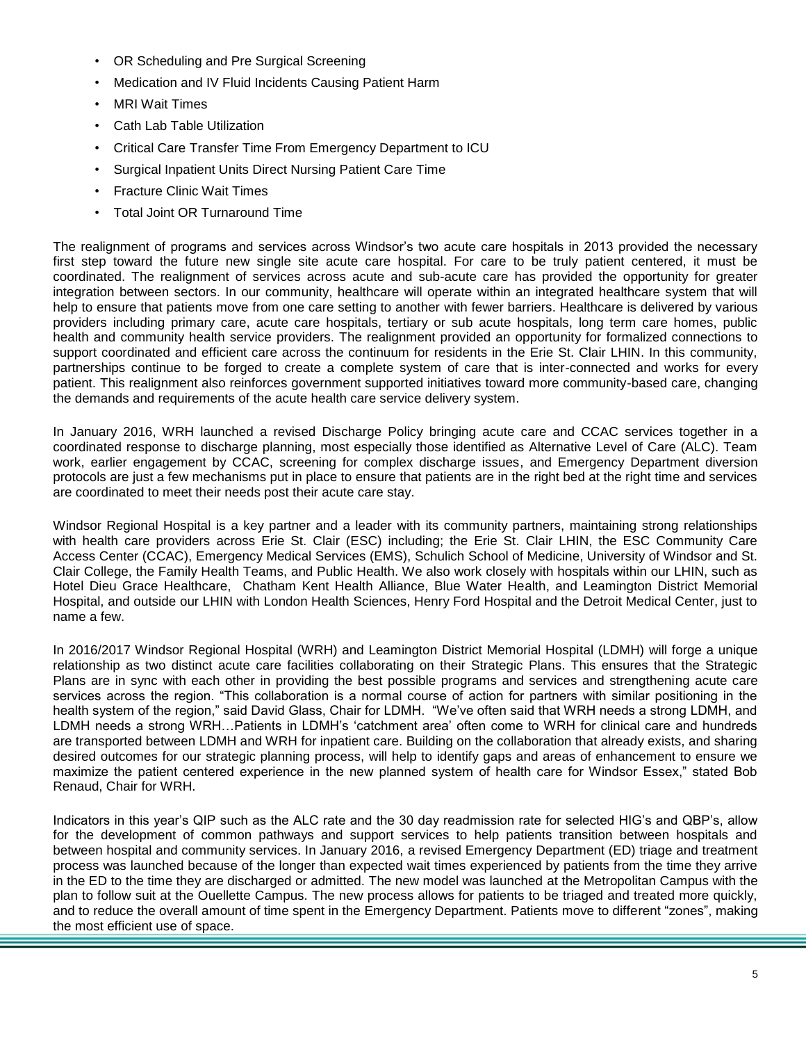- OR Scheduling and Pre Surgical Screening
- Medication and IV Fluid Incidents Causing Patient Harm
- MRI Wait Times
- Cath Lab Table Utilization
- Critical Care Transfer Time From Emergency Department to ICU
- Surgical Inpatient Units Direct Nursing Patient Care Time
- Fracture Clinic Wait Times
- Total Joint OR Turnaround Time

The realignment of programs and services across Windsor's two acute care hospitals in 2013 provided the necessary first step toward the future new single site acute care hospital. For care to be truly patient centered, it must be coordinated. The realignment of services across acute and sub-acute care has provided the opportunity for greater integration between sectors. In our community, healthcare will operate within an integrated healthcare system that will help to ensure that patients move from one care setting to another with fewer barriers. Healthcare is delivered by various providers including primary care, acute care hospitals, tertiary or sub acute hospitals, long term care homes, public health and community health service providers. The realignment provided an opportunity for formalized connections to support coordinated and efficient care across the continuum for residents in the Erie St. Clair LHIN. In this community, partnerships continue to be forged to create a complete system of care that is inter-connected and works for every patient. This realignment also reinforces government supported initiatives toward more community-based care, changing the demands and requirements of the acute health care service delivery system.

In January 2016, WRH launched a revised Discharge Policy bringing acute care and CCAC services together in a coordinated response to discharge planning, most especially those identified as Alternative Level of Care (ALC). Team work, earlier engagement by CCAC, screening for complex discharge issues, and Emergency Department diversion protocols are just a few mechanisms put in place to ensure that patients are in the right bed at the right time and services are coordinated to meet their needs post their acute care stay.

Windsor Regional Hospital is a key partner and a leader with its community partners, maintaining strong relationships with health care providers across Erie St. Clair (ESC) including; the Erie St. Clair LHIN, the ESC Community Care Access Center (CCAC), Emergency Medical Services (EMS), Schulich School of Medicine, University of Windsor and St. Clair College, the Family Health Teams, and Public Health. We also work closely with hospitals within our LHIN, such as Hotel Dieu Grace Healthcare, Chatham Kent Health Alliance, Blue Water Health, and Leamington District Memorial Hospital, and outside our LHIN with London Health Sciences, Henry Ford Hospital and the Detroit Medical Center, just to name a few.

In 2016/2017 Windsor Regional Hospital (WRH) and Leamington District Memorial Hospital (LDMH) will forge a unique relationship as two distinct acute care facilities collaborating on their Strategic Plans. This ensures that the Strategic Plans are in sync with each other in providing the best possible programs and services and strengthening acute care services across the region. "This collaboration is a normal course of action for partners with similar positioning in the health system of the region," said David Glass, Chair for LDMH. "We've often said that WRH needs a strong LDMH, and LDMH needs a strong WRH…Patients in LDMH's 'catchment area' often come to WRH for clinical care and hundreds are transported between LDMH and WRH for inpatient care. Building on the collaboration that already exists, and sharing desired outcomes for our strategic planning process, will help to identify gaps and areas of enhancement to ensure we maximize the patient centered experience in the new planned system of health care for Windsor Essex," stated Bob Renaud, Chair for WRH.

Indicators in this year's QIP such as the ALC rate and the 30 day readmission rate for selected HIG's and QBP's, allow for the development of common pathways and support services to help patients transition between hospitals and between hospital and community services. In January 2016, a revised Emergency Department (ED) triage and treatment process was launched because of the longer than expected wait times experienced by patients from the time they arrive in the ED to the time they are discharged or admitted. The new model was launched at the Metropolitan Campus with the plan to follow suit at the Ouellette Campus. The new process allows for patients to be triaged and treated more quickly, and to reduce the overall amount of time spent in the Emergency Department. Patients move to different "zones", making the most efficient use of space.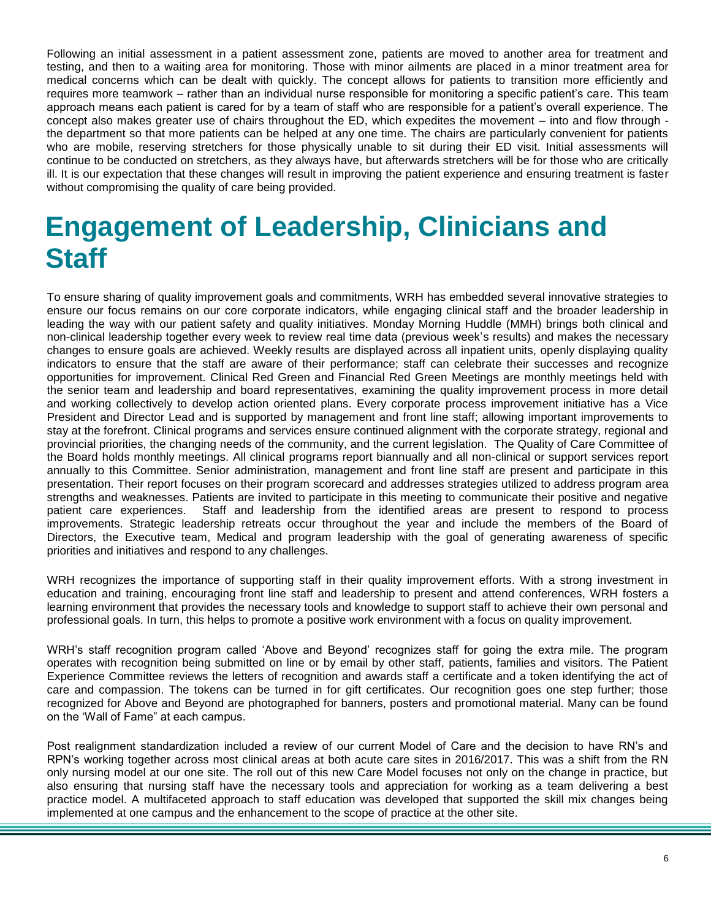Following an initial assessment in a patient assessment zone, patients are moved to another area for treatment and testing, and then to a waiting area for monitoring. Those with minor ailments are placed in a minor treatment area for medical concerns which can be dealt with quickly. The concept allows for patients to transition more efficiently and requires more teamwork – rather than an individual nurse responsible for monitoring a specific patient's care. This team approach means each patient is cared for by a team of staff who are responsible for a patient's overall experience. The concept also makes greater use of chairs throughout the ED, which expedites the movement – into and flow through - the department so that more patients can be helped at any one time. The chairs are particularly convenient for patients who are mobile, reserving stretchers for those physically unable to sit during their ED visit. Initial assessments will continue to be conducted on stretchers, as they always have, but afterwards stretchers will be for those who are critically ill. It is our expectation that these changes will result in improving the patient experience and ensuring treatment is faster without compromising the quality of care being provided.

# Engagement of Leadership, Clinicians and Staff

To ensure sharing of quality improvement goals and commitments, WRH has embedded several innovative strategies to ensure our focus remains on our core corporate indicators, while engaging clinical staff and the broader leadership in leading the way with our patient safety and quality initiatives. Monday Morning Huddle (MMH) brings both clinical and non-clinical leadership together every week to review real time data (previous week's results) and makes the necessary changes to ensure goals are achieved. Weekly results are displayed across all inpatient units, openly displaying quality indicators to ensure that the staff are aware of their performance; staff can celebrate their successes and recognize opportunities for improvement. Clinical Red Green and Financial Red Green Meetings are monthly meetings held with the senior team and leadership and board representatives, examining the quality improvement process in more detail and working collectively to develop action oriented plans. Every corporate process improvement initiative has a Vice President and Director Lead and is supported by management and front line staff; allowing important improvements to stay at the forefront. Clinical programs and services ensure continued alignment with the corporate strategy, regional and provincial priorities, the changing needs of the community, and the current legislation. The Quality of Care Committee of the Board holds monthly meetings. All clinical programs report biannually and all non-clinical or support services report annually to this Committee. Senior administration, management and front line staff are present and participate in this presentation. Their report focuses on their program scorecard and addresses strategies utilized to address program area strengths and weaknesses. Patients are invited to participate in this meeting to communicate their positive and negative patient care experiences. Staff and leadership from the identified areas are present to respond to process improvements. Strategic leadership retreats occur throughout the year and include the members of the Board of Directors, the Executive team, Medical and program leadership with the goal of generating awareness of specific priorities and initiatives and respond to any challenges.

WRH recognizes the importance of supporting staff in their quality improvement efforts. With a strong investment in education and training, encouraging front line staff and leadership to present and attend conferences, WRH fosters a learning environment that provides the necessary tools and knowledge to support staff to achieve their own personal and professional goals. In turn, this helps to promote a positive work environment with a focus on quality improvement.

WRH's staff recognition program called 'Above and Beyond' recognizes staff for going the extra mile. The program operates with recognition being submitted on line or by email by other staff, patients, families and visitors. The Patient Experience Committee reviews the letters of recognition and awards staff a certificate and a token identifying the act of care and compassion. The tokens can be turned in for gift certificates. Our recognition goes one step further; those recognized for Above and Beyond are photographed for banners, posters and promotional material. Many can be found on the 'Wall of Fame" at each campus.

Post realignment standardization included a review of our current Model of Care and the decision to have RN's and RPN's working together across most clinical areas at both acute care sites in 2016/2017. This was a shift from the RN only nursing model at our one site. The roll out of this new Care Model focuses not only on the change in practice, but also ensuring that nursing staff have the necessary tools and appreciation for working as a team delivering a best practice model. A multifaceted approach to staff education was developed that supported the skill mix changes being implemented at one campus and the enhancement to the scope of practice at the other site.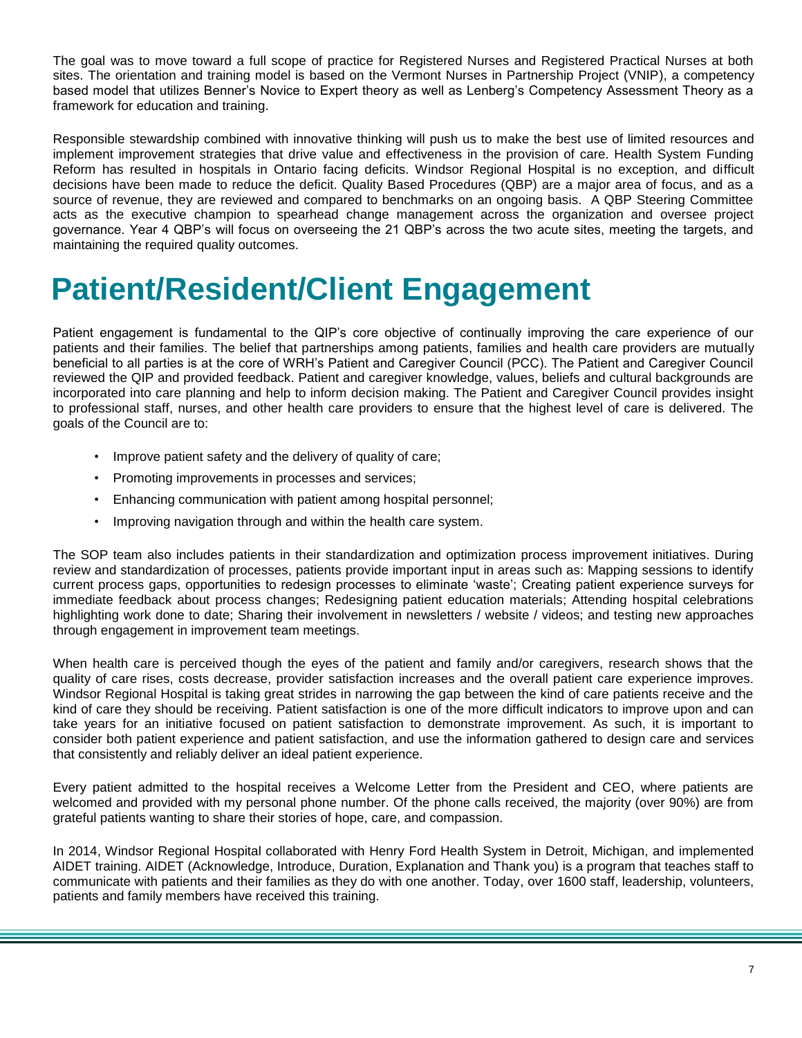The goal was to move toward a full scope of practice for Registered Nurses and Registered Practical Nurses at both sites. The orientation and training model is based on the Vermont Nurses in Partnership Project (VNIP), a competency based model that utilizes Benner's Novice to Expert theory as well as Lenberg's Competency Assessment Theory as a framework for education and training.

Responsible stewardship combined with innovative thinking will push us to make the best use of limited resources and implement improvement strategies that drive value and effectiveness in the provision of care. Health System Funding Reform has resulted in hospitals in Ontario facing deficits. Windsor Regional Hospital is no exception, and difficult decisions have been made to reduce the deficit. Quality Based Procedures (QBP) are a major area of focus, and as a source of revenue, they are reviewed and compared to benchmarks on an ongoing basis. A QBP Steering Committee acts as the executive champion to spearhead change management across the organization and oversee project governance. Year 4 QBP's will focus on overseeing the 21 QBP's across the two acute sites, meeting the targets, and maintaining the required quality outcomes.

# Patient/Resident/Client Engagement

Patient engagement is fundamental to the QIP's core objective of continually improving the care experience of our patients and their families. The belief that partnerships among patients, families and health care providers are mutually beneficial to all parties is at the core of WRH's Patient and Caregiver Council (PCC). The Patient and Caregiver Council reviewed the QIP and provided feedback. Patient and caregiver knowledge, values, beliefs and cultural backgrounds are incorporated into care planning and help to inform decision making. The Patient and Caregiver Council provides insight to professional staff, nurses, and other health care providers to ensure that the highest level of care is delivered. The goals of the Council are to:

- Improve patient safety and the delivery of quality of care;
- Promoting improvements in processes and services;
- Enhancing communication with patient among hospital personnel;
- Improving navigation through and within the health care system.

The SOP team also includes patients in their standardization and optimization process improvement initiatives. During review and standardization of processes, patients provide important input in areas such as: Mapping sessions to identify current process gaps, opportunities to redesign processes to eliminate 'waste'; Creating patient experience surveys for immediate feedback about process changes; Redesigning patient education materials; Attending hospital celebrations highlighting work done to date; Sharing their involvement in newsletters / website / videos; and testing new approaches through engagement in improvement team meetings.

When health care is perceived though the eyes of the patient and family and/or caregivers, research shows that the quality of care rises, costs decrease, provider satisfaction increases and the overall patient care experience improves. Windsor Regional Hospital is taking great strides in narrowing the gap between the kind of care patients receive and the kind of care they should be receiving. Patient satisfaction is one of the more difficult indicators to improve upon and can take years for an initiative focused on patient satisfaction to demonstrate improvement. As such, it is important to consider both patient experience and patient satisfaction, and use the information gathered to design care and services that consistently and reliably deliver an ideal patient experience.

Every patient admitted to the hospital receives a Welcome Letter from the President and CEO, where patients are welcomed and provided with my personal phone number. Of the phone calls received, the majority (over 90%) are from grateful patients wanting to share their stories of hope, care, and compassion.

In 2014, Windsor Regional Hospital collaborated with Henry Ford Health System in Detroit, Michigan, and implemented AIDET training. AIDET (Acknowledge, Introduce, Duration, Explanation and Thank you) is a program that teaches staff to communicate with patients and their families as they do with one another. Today, over 1600 staff, leadership, volunteers, patients and family members have received this training.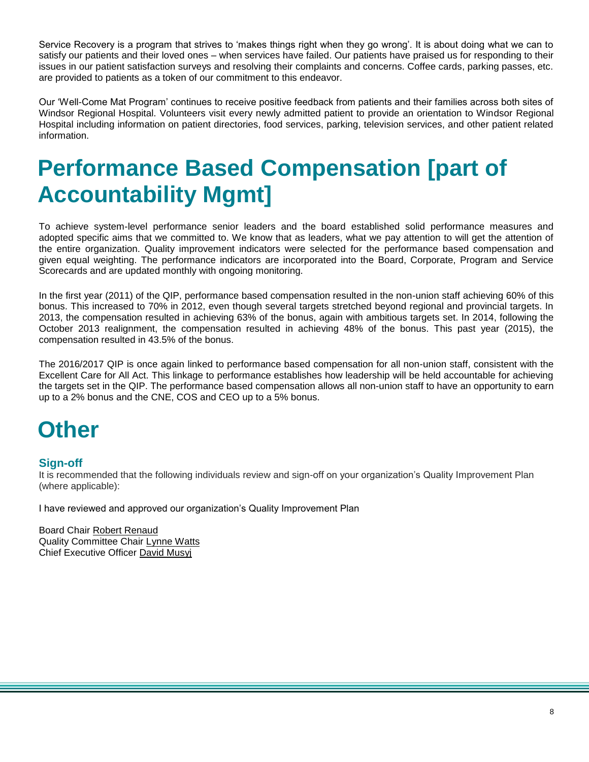Service Recovery is a program that strives to 'makes things right when they go wrong'. It is about doing what we can to satisfy our patients and their loved ones – when services have failed. Our patients have praised us for responding to their issues in our patient satisfaction surveys and resolving their complaints and concerns. Coffee cards, parking passes, etc. are provided to patients as a token of our commitment to this endeavor.

Our 'Well-Come Mat Program' continues to receive positive feedback from patients and their families across both sites of Windsor Regional Hospital. Volunteers visit every newly admitted patient to provide an orientation to Windsor Regional Hospital including information on patient directories, food services, parking, television services, and other patient related information.

# Performance Based Compensation [part of Accountability Mgmt]

To achieve system-level performance senior leaders and the board established solid performance measures and adopted specific aims that we committed to. We know that as leaders, what we pay attention to will get the attention of the entire organization. Quality improvement indicators were selected for the performance based compensation and given equal weighting. The performance indicators are incorporated into the Board, Corporate, Program and Service Scorecards and are updated monthly with ongoing monitoring.

In the first year (2011) of the QIP, performance based compensation resulted in the non-union staff achieving 60% of this bonus. This increased to 70% in 2012, even though several targets stretched beyond regional and provincial targets. In 2013, the compensation resulted in achieving 63% of the bonus, again with ambitious targets set. In 2014, following the October 2013 realignment, the compensation resulted in achieving 48% of the bonus. This past year (2015), the compensation resulted in 43.5% of the bonus.

The 2016/2017 QIP is once again linked to performance based compensation for all non-union staff, consistent with the Excellent Care for All Act. This linkage to performance establishes how leadership will be held accountable for achieving the targets set in the QIP. The performance based compensation allows all non-union staff to have an opportunity to earn up to a 2% bonus and the CNE, COS and CEO up to a 5% bonus.

# Other

### Sign-off

It is recommended that the following individuals review and sign-off on your organization's Quality Improvement Plan (where applicable):

I have reviewed and approved our organization's Quality Improvement Plan

Board Chair Robert Renaud
Quality Committee Chair Lynne Watts
Chief Executive Officer David Musyj